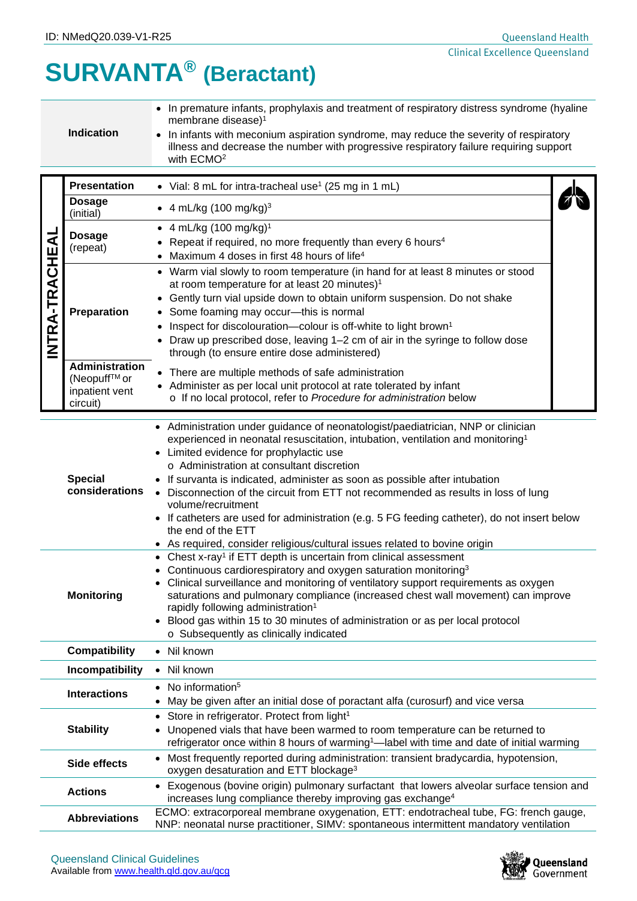ID: NMedQ20.039-V1-R25

# SURVANTA® (Beractant)

| | |
|---|---|
| **Indication** | • In premature infants, prophylaxis and treatment of respiratory distress syndrome (hyaline membrane disease)[1]<br>• In infants with meconium aspiration syndrome, may reduce the severity of respiratory illness and decrease the number with progressive respiratory failure requiring support with ECMO[2] |

**INTRA-TRACHEAL**

| | |
|---|---|
| **Presentation** | • Vial: 8 mL for intra-tracheal use[1] (25 mg in 1 mL) |
| **Dosage** (initial) | • 4 mL/kg (100 mg/kg)[3] |
| **Dosage** (repeat) | • 4 mL/kg (100 mg/kg)[1]<br>• Repeat if required, no more frequently than every 6 hours[4]<br>• Maximum 4 doses in first 48 hours of life[4] |
| **Preparation** | • Warm vial slowly to room temperature (in hand for at least 8 minutes or stood at room temperature for at least 20 minutes)[1]<br>• Gently turn vial upside down to obtain uniform suspension. Do not shake<br>• Some foaming may occur—this is normal<br>• Inspect for discolouration—colour is off-white to light brown[1]<br>• Draw up prescribed dose, leaving 1–2 cm of air in the syringe to follow dose through (to ensure entire dose administered) |
| **Administration** (Neopuff™ or inpatient vent circuit) | • There are multiple methods of safe administration<br>• Administer as per local unit protocol at rate tolerated by infant<br>  o If no local protocol, refer to *Procedure for administration* below |

| | |
|---|---|
| **Special considerations** | • Administration under guidance of neonatologist/paediatrician, NNP or clinician experienced in neonatal resuscitation, intubation, ventilation and monitoring[1]<br>• Limited evidence for prophylactic use<br>  o Administration at consultant discretion<br>• If survanta is indicated, administer as soon as possible after intubation<br>• Disconnection of the circuit from ETT not recommended as results in loss of lung volume/recruitment<br>• If catheters are used for administration (e.g. 5 FG feeding catheter), do not insert below the end of the ETT<br>• As required, consider religious/cultural issues related to bovine origin |
| **Monitoring** | • Chest x-ray[1] if ETT depth is uncertain from clinical assessment<br>• Continuous cardiorespiratory and oxygen saturation monitoring[3]<br>• Clinical surveillance and monitoring of ventilatory support requirements as oxygen saturations and pulmonary compliance (increased chest wall movement) can improve rapidly following administration[1]<br>• Blood gas within 15 to 30 minutes of administration or as per local protocol<br>  o Subsequently as clinically indicated |
| **Compatibility** | • Nil known |
| **Incompatibility** | • Nil known |
| **Interactions** | • No information[5]<br>• May be given after an initial dose of poractant alfa (curosurf) and vice versa |
| **Stability** | • Store in refrigerator. Protect from light[1]<br>• Unopened vials that have been warmed to room temperature can be returned to refrigerator once within 8 hours of warming[1]—label with time and date of initial warming |
| **Side effects** | • Most frequently reported during administration: transient bradycardia, hypotension, oxygen desaturation and ETT blockage[3] |
| **Actions** | • Exogenous (bovine origin) pulmonary surfactant that lowers alveolar surface tension and increases lung compliance thereby improving gas exchange[4] |
| **Abbreviations** | ECMO: extracorporeal membrane oxygenation, ETT: endotracheal tube, FG: french gauge, NNP: neonatal nurse practitioner, SIMV: spontaneous intermittent mandatory ventilation |

Queensland Clinical Guidelines
Available from www.health.qld.gov.au/qcg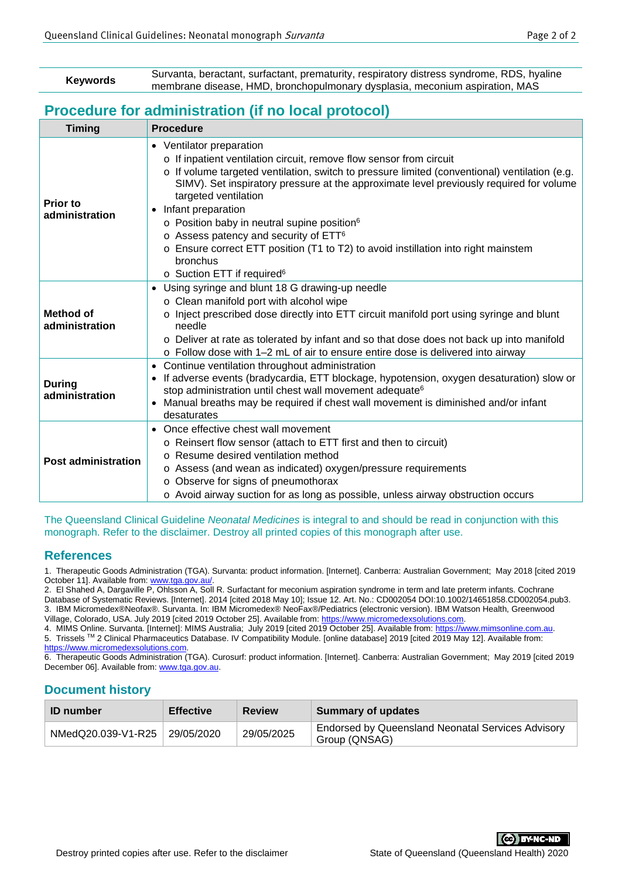| Keywords | Survanta, beractant, surfactant, prematurity, respiratory distress syndrome, RDS, hyaline membrane disease, HMD, bronchopulmonary dysplasia, meconium aspiration, MAS |
|---|---|

## Procedure for administration (if no local protocol)

| Timing | Procedure |
|---|---|
| **Prior to administration** | • Ventilator preparation<br>o If inpatient ventilation circuit, remove flow sensor from circuit<br>o If volume targeted ventilation, switch to pressure limited (conventional) ventilation (e.g. SIMV). Set inspiratory pressure at the approximate level previously required for volume targeted ventilation<br>• Infant preparation<br>o Position baby in neutral supine position[6]<br>o Assess patency and security of ETT[6]<br>o Ensure correct ETT position (T1 to T2) to avoid instillation into right mainstem bronchus<br>o Suction ETT if required[6] |
| **Method of administration** | • Using syringe and blunt 18 G drawing-up needle<br>o Clean manifold port with alcohol wipe<br>o Inject prescribed dose directly into ETT circuit manifold port using syringe and blunt needle<br>o Deliver at rate as tolerated by infant and so that dose does not back up into manifold<br>o Follow dose with 1–2 mL of air to ensure entire dose is delivered into airway |
| **During administration** | • Continue ventilation throughout administration<br>• If adverse events (bradycardia, ETT blockage, hypotension, oxygen desaturation) slow or stop administration until chest wall movement adequate[6]<br>• Manual breaths may be required if chest wall movement is diminished and/or infant desaturates |
| **Post administration** | • Once effective chest wall movement<br>o Reinsert flow sensor (attach to ETT first and then to circuit)<br>o Resume desired ventilation method<br>o Assess (and wean as indicated) oxygen/pressure requirements<br>o Observe for signs of pneumothorax<br>o Avoid airway suction for as long as possible, unless airway obstruction occurs |

The Queensland Clinical Guideline *Neonatal Medicines* is integral to and should be read in conjunction with this monograph. Refer to the disclaimer. Destroy all printed copies of this monograph after use.

## References

1. Therapeutic Goods Administration (TGA). Survanta: product information. [Internet]. Canberra: Australian Government; May 2018 [cited 2019 October 11]. Available from: www.tga.gov.au/.
2. El Shahed A, Dargaville P, Ohlsson A, Soll R. Surfactant for meconium aspiration syndrome in term and late preterm infants. Cochrane Database of Systematic Reviews. [Internet]. 2014 [cited 2018 May 10]; Issue 12. Art. No.: CD002054 DOI:10.1002/14651858.CD002054.pub3.
3. IBM Micromedex®Neofax®. Survanta. In: IBM Micromedex® NeoFax®/Pediatrics (electronic version). IBM Watson Health, Greenwood Village, Colorado, USA. July 2019 [cited 2019 October 25]. Available from: https://www.micromedexsolutions.com.
4. MIMS Online. Survanta. [Internet]: MIMS Australia; July 2019 [cited 2019 October 25]. Available from: https://www.mimsonline.com.au.
5. Trissels ™ 2 Clinical Pharmaceutics Database. IV Compatibility Module. [online database] 2019 [cited 2019 May 12]. Available from: https://www.micromedexsolutions.com.
6. Therapeutic Goods Administration (TGA). Curosurf: product information. [Internet]. Canberra: Australian Government; May 2019 [cited 2019 December 06]. Available from: www.tga.gov.au.

## Document history

| ID number | Effective | Review | Summary of updates |
|---|---|---|---|
| NMedQ20.039-V1-R25 | 29/05/2020 | 29/05/2025 | Endorsed by Queensland Neonatal Services Advisory Group (QNSAG) |

Destroy printed copies after use. Refer to the disclaimer

State of Queensland (Queensland Health) 2020